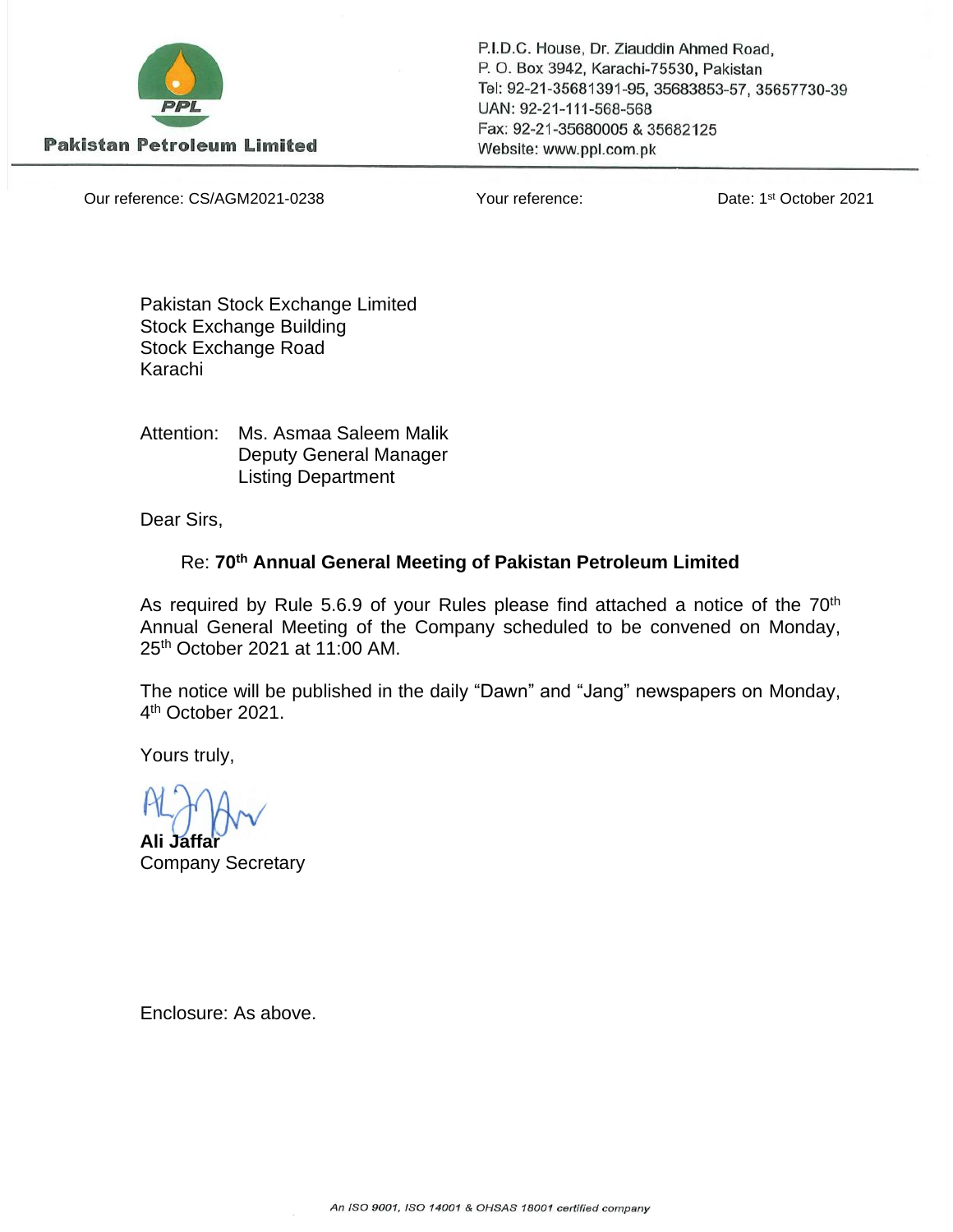**Pakistan Petroleum Limited**

P.I.D.C. House, Dr. Ziauddin Ahmed Road,
P. O. Box 3942, Karachi-75530, Pakistan
Tel: 92-21-35681391-95, 35683853-57, 35657730-39
UAN: 92-21-111-568-568
Fax: 92-21-35680005 & 35682125
Website: www.ppl.com.pk

Our reference: CS/AGM2021-0238 | Your reference: | Date: 1st October 2021

Pakistan Stock Exchange Limited
Stock Exchange Building
Stock Exchange Road
Karachi

Attention: Ms. Asmaa Saleem Malik
Deputy General Manager
Listing Department

Dear Sirs,

Re: **70th Annual General Meeting of Pakistan Petroleum Limited**

As required by Rule 5.6.9 of your Rules please find attached a notice of the 70th Annual General Meeting of the Company scheduled to be convened on Monday, 25th October 2021 at 11:00 AM.

The notice will be published in the daily “Dawn” and “Jang” newspapers on Monday, 4th October 2021.

Yours truly,

**Ali Jaffar**
Company Secretary

Enclosure: As above.

*An ISO 9001, ISO 14001 & OHSAS 18001 certified company*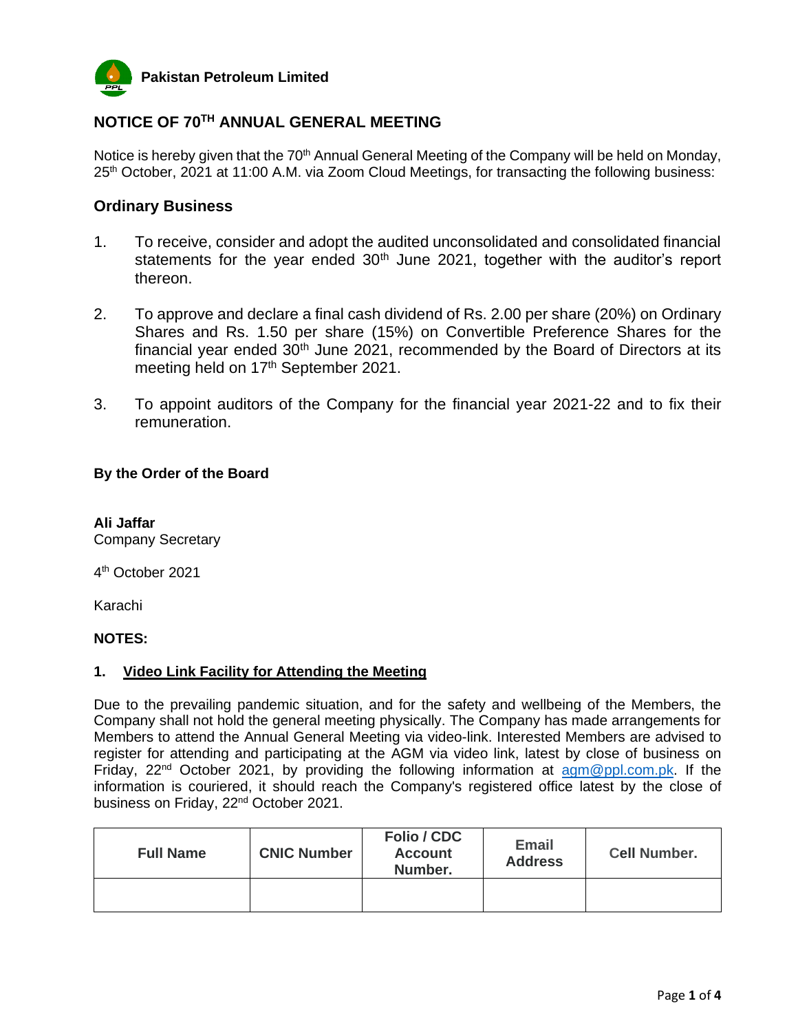**Pakistan Petroleum Limited**

## NOTICE OF 70TH ANNUAL GENERAL MEETING

Notice is hereby given that the 70th Annual General Meeting of the Company will be held on Monday, 25th October, 2021 at 11:00 A.M. via Zoom Cloud Meetings, for transacting the following business:

### Ordinary Business

1. To receive, consider and adopt the audited unconsolidated and consolidated financial statements for the year ended 30th June 2021, together with the auditor's report thereon.

2. To approve and declare a final cash dividend of Rs. 2.00 per share (20%) on Ordinary Shares and Rs. 1.50 per share (15%) on Convertible Preference Shares for the financial year ended 30th June 2021, recommended by the Board of Directors at its meeting held on 17th September 2021.

3. To appoint auditors of the Company for the financial year 2021-22 and to fix their remuneration.

**By the Order of the Board**

**Ali Jaffar**
Company Secretary

4th October 2021

Karachi

**NOTES:**

**1. Video Link Facility for Attending the Meeting**

Due to the prevailing pandemic situation, and for the safety and wellbeing of the Members, the Company shall not hold the general meeting physically. The Company has made arrangements for Members to attend the Annual General Meeting via video-link. Interested Members are advised to register for attending and participating at the AGM via video link, latest by close of business on Friday, 22nd October 2021, by providing the following information at agm@ppl.com.pk. If the information is couriered, it should reach the Company's registered office latest by the close of business on Friday, 22nd October 2021.

| Full Name | CNIC Number | Folio / CDC Account Number. | Email Address | Cell Number. |
|---|---|---|---|---|
| | | | | |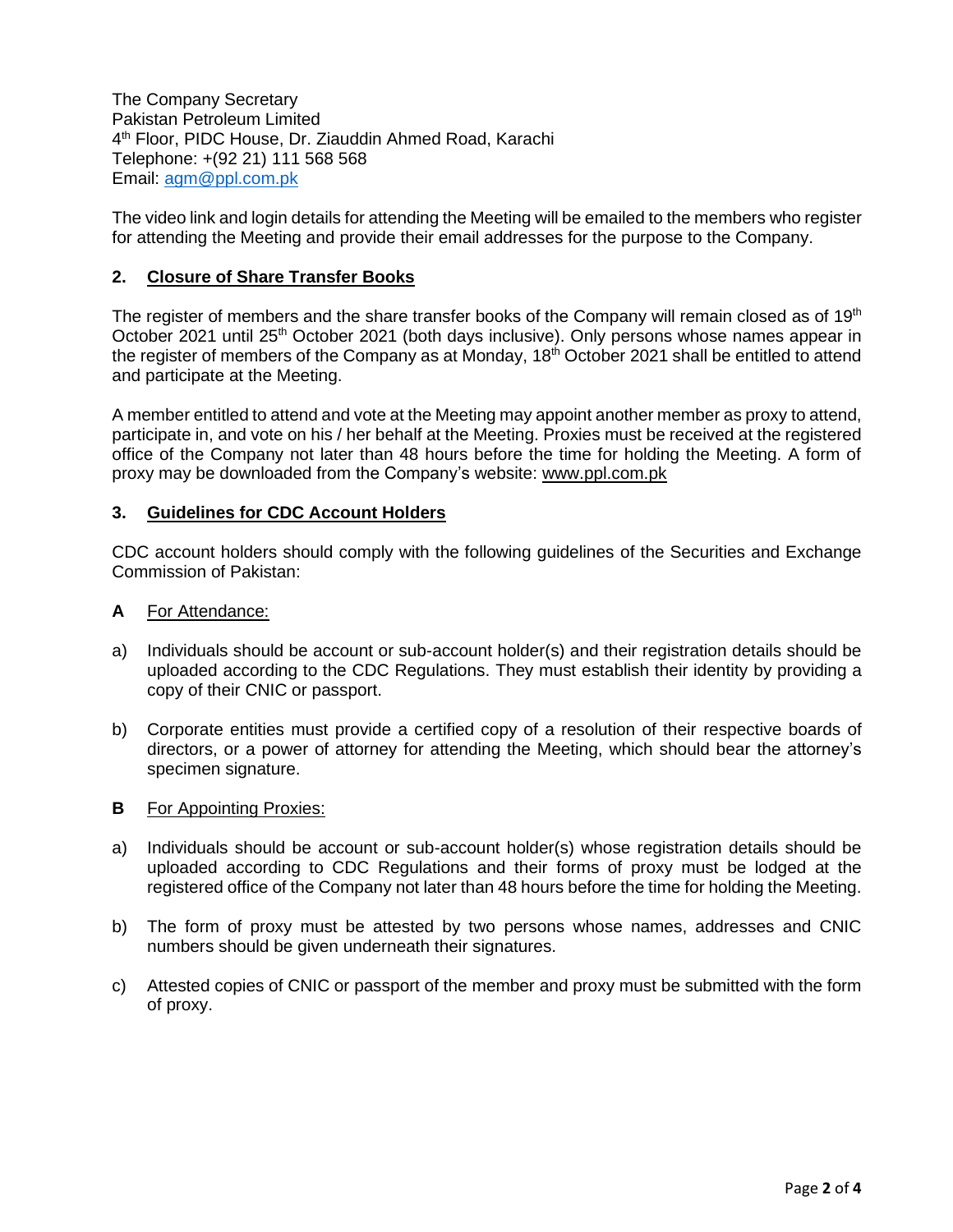The Company Secretary
Pakistan Petroleum Limited
4th Floor, PIDC House, Dr. Ziauddin Ahmed Road, Karachi
Telephone: +(92 21) 111 568 568
Email: agm@ppl.com.pk

The video link and login details for attending the Meeting will be emailed to the members who register for attending the Meeting and provide their email addresses for the purpose to the Company.

## 2. Closure of Share Transfer Books

The register of members and the share transfer books of the Company will remain closed as of 19th October 2021 until 25th October 2021 (both days inclusive). Only persons whose names appear in the register of members of the Company as at Monday, 18th October 2021 shall be entitled to attend and participate at the Meeting.

A member entitled to attend and vote at the Meeting may appoint another member as proxy to attend, participate in, and vote on his / her behalf at the Meeting. Proxies must be received at the registered office of the Company not later than 48 hours before the time for holding the Meeting. A form of proxy may be downloaded from the Company's website: www.ppl.com.pk

## 3. Guidelines for CDC Account Holders

CDC account holders should comply with the following guidelines of the Securities and Exchange Commission of Pakistan:

**A** For Attendance:

a) Individuals should be account or sub-account holder(s) and their registration details should be uploaded according to the CDC Regulations. They must establish their identity by providing a copy of their CNIC or passport.

b) Corporate entities must provide a certified copy of a resolution of their respective boards of directors, or a power of attorney for attending the Meeting, which should bear the attorney's specimen signature.

**B** For Appointing Proxies:

a) Individuals should be account or sub-account holder(s) whose registration details should be uploaded according to CDC Regulations and their forms of proxy must be lodged at the registered office of the Company not later than 48 hours before the time for holding the Meeting.

b) The form of proxy must be attested by two persons whose names, addresses and CNIC numbers should be given underneath their signatures.

c) Attested copies of CNIC or passport of the member and proxy must be submitted with the form of proxy.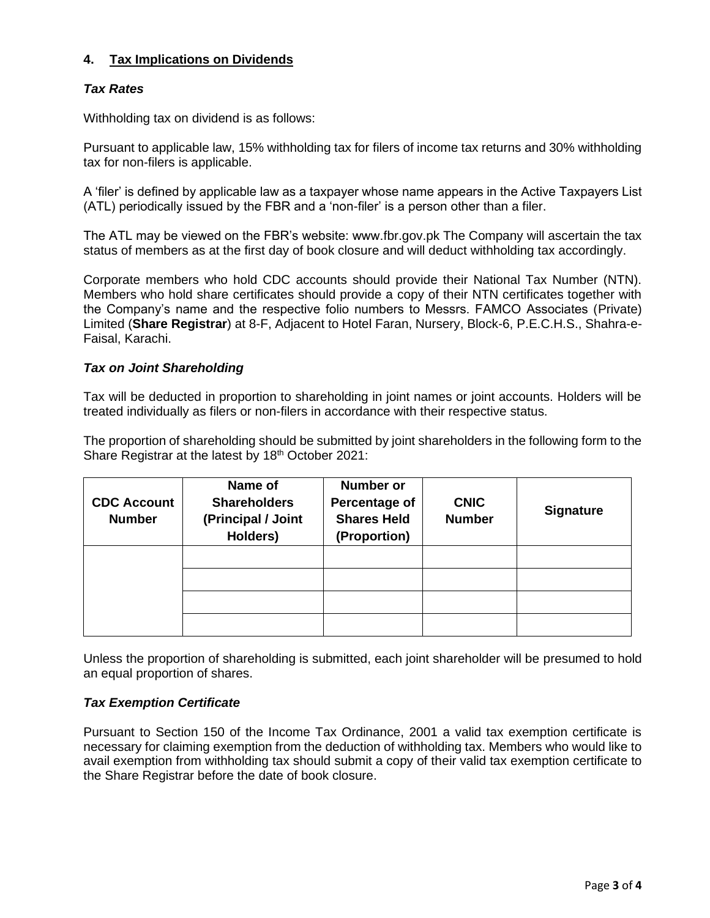## 4. Tax Implications on Dividends

### *Tax Rates*

Withholding tax on dividend is as follows:

Pursuant to applicable law, 15% withholding tax for filers of income tax returns and 30% withholding tax for non-filers is applicable.

A 'filer' is defined by applicable law as a taxpayer whose name appears in the Active Taxpayers List (ATL) periodically issued by the FBR and a 'non-filer' is a person other than a filer.

The ATL may be viewed on the FBR's website: www.fbr.gov.pk The Company will ascertain the tax status of members as at the first day of book closure and will deduct withholding tax accordingly.

Corporate members who hold CDC accounts should provide their National Tax Number (NTN). Members who hold share certificates should provide a copy of their NTN certificates together with the Company's name and the respective folio numbers to Messrs. FAMCO Associates (Private) Limited (**Share Registrar**) at 8-F, Adjacent to Hotel Faran, Nursery, Block-6, P.E.C.H.S., Shahra-e-Faisal, Karachi.

### *Tax on Joint Shareholding*

Tax will be deducted in proportion to shareholding in joint names or joint accounts. Holders will be treated individually as filers or non-filers in accordance with their respective status.

The proportion of shareholding should be submitted by joint shareholders in the following form to the Share Registrar at the latest by 18th October 2021:

| CDC Account Number | Name of Shareholders (Principal / Joint Holders) | Number or Percentage of Shares Held (Proportion) | CNIC Number | Signature |
|---|---|---|---|---|
| | | | | |
| | | | | |
| | | | | |
| | | | | |

Unless the proportion of shareholding is submitted, each joint shareholder will be presumed to hold an equal proportion of shares.

### *Tax Exemption Certificate*

Pursuant to Section 150 of the Income Tax Ordinance, 2001 a valid tax exemption certificate is necessary for claiming exemption from the deduction of withholding tax. Members who would like to avail exemption from withholding tax should submit a copy of their valid tax exemption certificate to the Share Registrar before the date of book closure.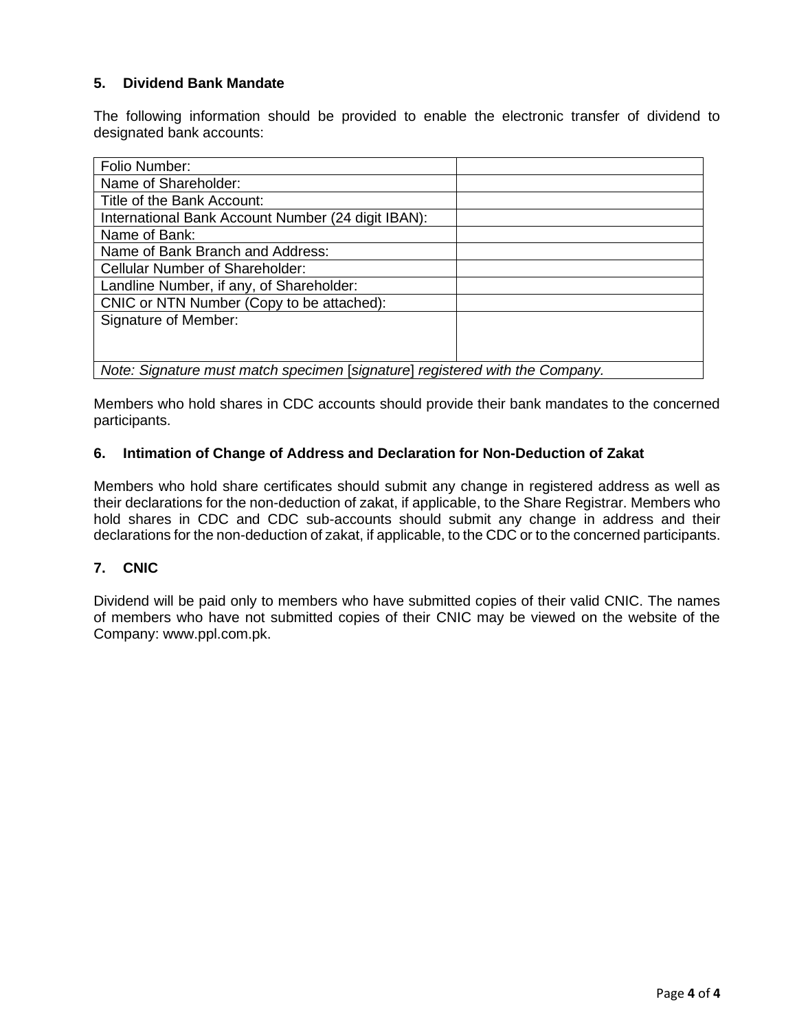### 5. Dividend Bank Mandate

The following information should be provided to enable the electronic transfer of dividend to designated bank accounts:

| | |
|---|---|
| Folio Number: | |
| Name of Shareholder: | |
| Title of the Bank Account: | |
| International Bank Account Number (24 digit IBAN): | |
| Name of Bank: | |
| Name of Bank Branch and Address: | |
| Cellular Number of Shareholder: | |
| Landline Number, if any, of Shareholder: | |
| CNIC or NTN Number (Copy to be attached): | |
| Signature of Member: | |
| *Note: Signature must match specimen* [*signature*] *registered with the Company.* | |

Members who hold shares in CDC accounts should provide their bank mandates to the concerned participants.

### 6. Intimation of Change of Address and Declaration for Non-Deduction of Zakat

Members who hold share certificates should submit any change in registered address as well as their declarations for the non-deduction of zakat, if applicable, to the Share Registrar. Members who hold shares in CDC and CDC sub-accounts should submit any change in address and their declarations for the non-deduction of zakat, if applicable, to the CDC or to the concerned participants.

### 7. CNIC

Dividend will be paid only to members who have submitted copies of their valid CNIC. The names of members who have not submitted copies of their CNIC may be viewed on the website of the Company: www.ppl.com.pk.